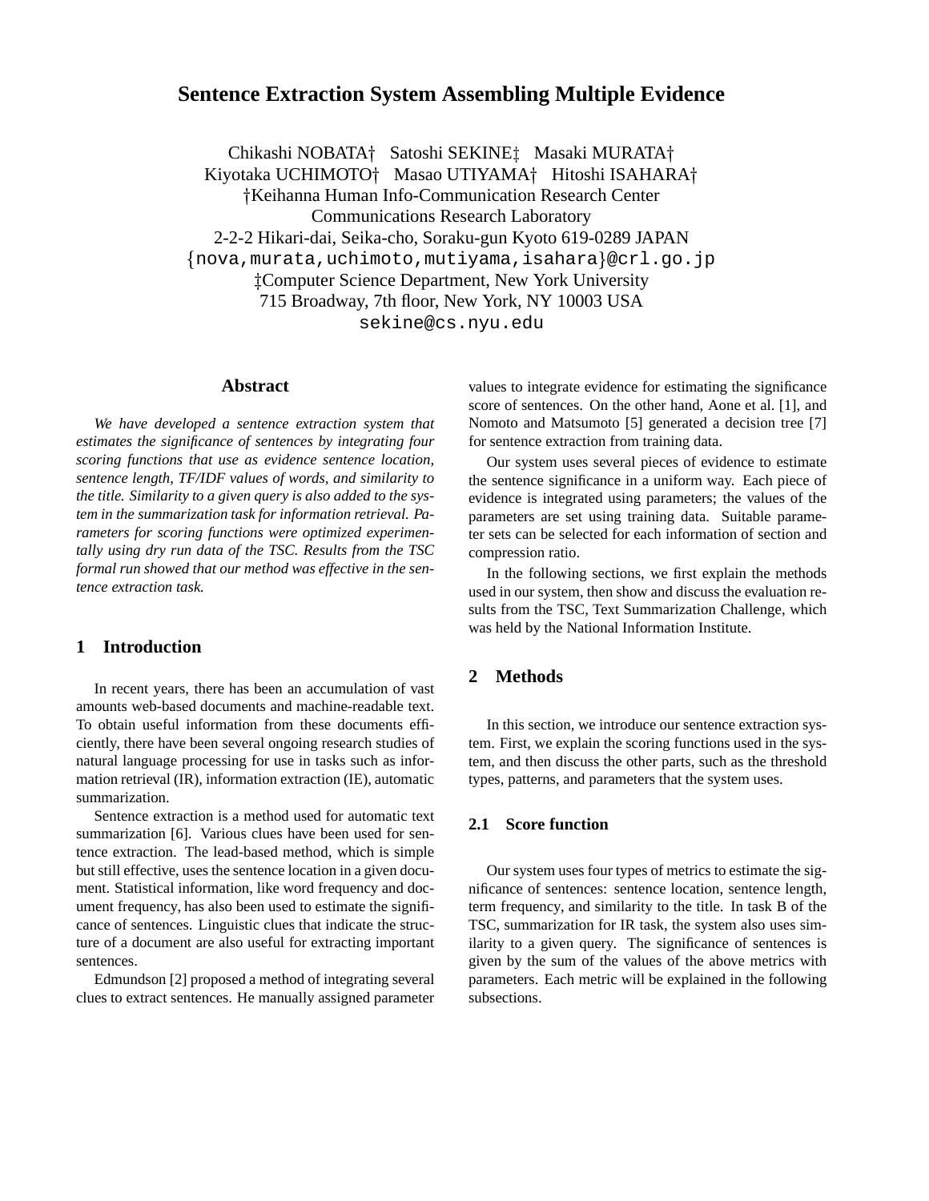# Sentence Extraction System Assembling Multiple Evidence

Chikashi NOBATA† Satoshi SEKINE‡ Masaki MURATA†
Kiyotaka UCHIMOTO† Masao UTIYAMA† Hitoshi ISAHARA†
†Keihanna Human Info-Communication Research Center
Communications Research Laboratory
2-2-2 Hikari-dai, Seika-cho, Soraku-gun Kyoto 619-0289 JAPAN
{nova,murata,uchimoto,mutiyama,isahara}@crl.go.jp
‡Computer Science Department, New York University
715 Broadway, 7th floor, New York, NY 10003 USA
sekine@cs.nyu.edu

## Abstract

*We have developed a sentence extraction system that estimates the significance of sentences by integrating four scoring functions that use as evidence sentence location, sentence length, TF/IDF values of words, and similarity to the title. Similarity to a given query is also added to the system in the summarization task for information retrieval. Parameters for scoring functions were optimized experimentally using dry run data of the TSC. Results from the TSC formal run showed that our method was effective in the sentence extraction task.*

## 1 Introduction

In recent years, there has been an accumulation of vast amounts web-based documents and machine-readable text. To obtain useful information from these documents efficiently, there have been several ongoing research studies of natural language processing for use in tasks such as information retrieval (IR), information extraction (IE), automatic summarization.

Sentence extraction is a method used for automatic text summarization [6]. Various clues have been used for sentence extraction. The lead-based method, which is simple but still effective, uses the sentence location in a given document. Statistical information, like word frequency and document frequency, has also been used to estimate the significance of sentences. Linguistic clues that indicate the structure of a document are also useful for extracting important sentences.

Edmundson [2] proposed a method of integrating several clues to extract sentences. He manually assigned parameter values to integrate evidence for estimating the significance score of sentences. On the other hand, Aone et al. [1], and Nomoto and Matsumoto [5] generated a decision tree [7] for sentence extraction from training data.

Our system uses several pieces of evidence to estimate the sentence significance in a uniform way. Each piece of evidence is integrated using parameters; the values of the parameters are set using training data. Suitable parameter sets can be selected for each information of section and compression ratio.

In the following sections, we first explain the methods used in our system, then show and discuss the evaluation results from the TSC, Text Summarization Challenge, which was held by the National Information Institute.

## 2 Methods

In this section, we introduce our sentence extraction system. First, we explain the scoring functions used in the system, and then discuss the other parts, such as the threshold types, patterns, and parameters that the system uses.

### 2.1 Score function

Our system uses four types of metrics to estimate the significance of sentences: sentence location, sentence length, term frequency, and similarity to the title. In task B of the TSC, summarization for IR task, the system also uses similarity to a given query. The significance of sentences is given by the sum of the values of the above metrics with parameters. Each metric will be explained in the following subsections.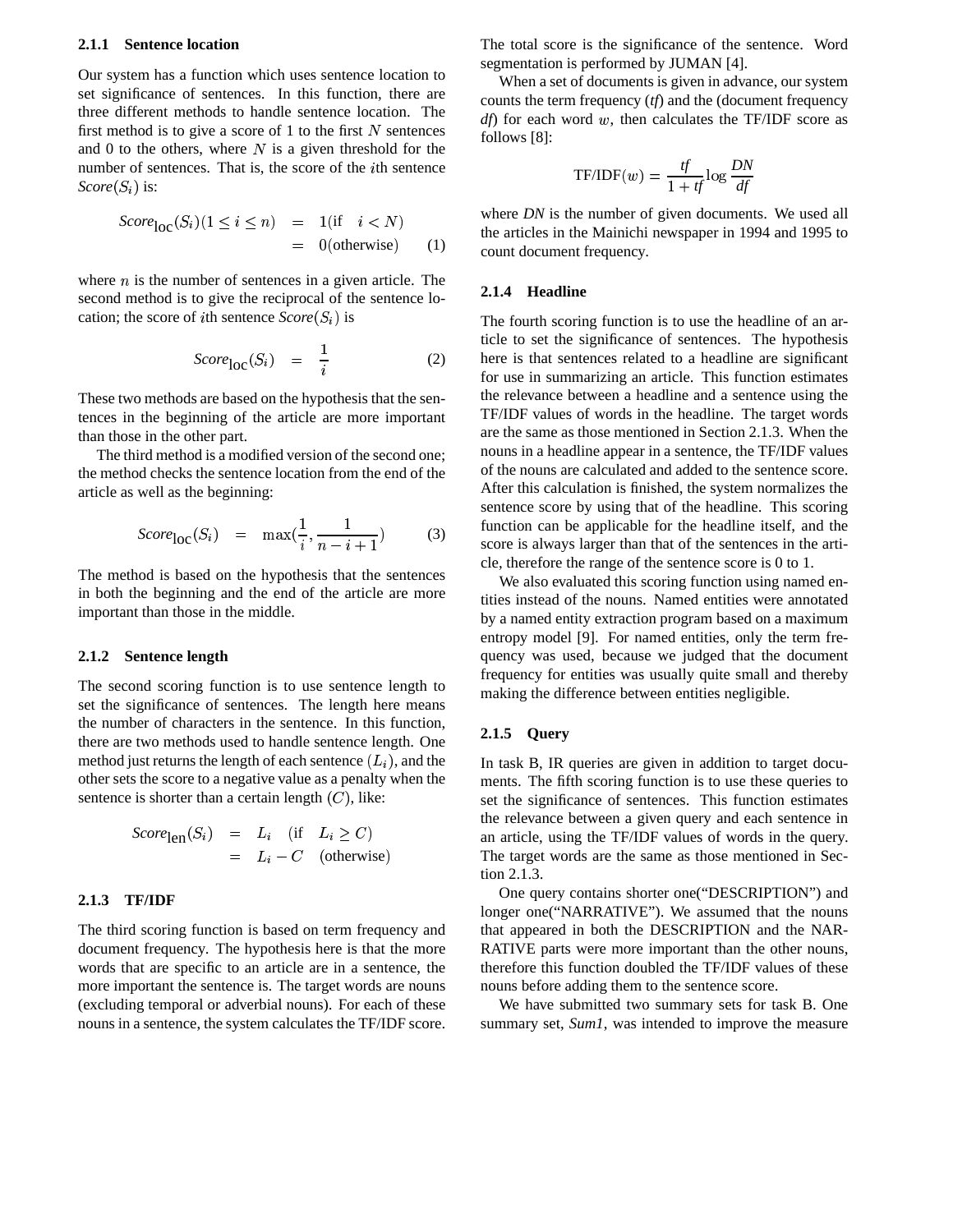#### 2.1.1 Sentence location

Our system has a function which uses sentence location to set significance of sentences. In this function, there are three different methods to handle sentence location. The first method is to give a score of 1 to the first $N$ sentences and 0 to the others, where $N$ is a given threshold for the number of sentences. That is, the score of the $i$th sentence *Score*$(S_i)$ is:

$$\begin{aligned} \mathit{Score}_{\mathrm{loc}}(S_i)(1 \leq i \leq n) &= 1 (\text{if} \quad i < N) \\ &= 0 (\text{otherwise}) \end{aligned} \quad (1)$$

where $n$ is the number of sentences in a given article. The second method is to give the reciprocal of the sentence location; the score of $i$th sentence *Score*$(S_i)$ is

$$\mathit{Score}_{\mathrm{loc}}(S_i) = \frac{1}{i} \quad (2)$$

These two methods are based on the hypothesis that the sentences in the beginning of the article are more important than those in the other part.

The third method is a modified version of the second one; the method checks the sentence location from the end of the article as well as the beginning:

$$\mathit{Score}_{\mathrm{loc}}(S_i) = \max(\frac{1}{i}, \frac{1}{n-i+1}) \quad (3)$$

The method is based on the hypothesis that the sentences in both the beginning and the end of the article are more important than those in the middle.

#### 2.1.2 Sentence length

The second scoring function is to use sentence length to set the significance of sentences. The length here means the number of characters in the sentence. In this function, there are two methods used to handle sentence length. One method just returns the length of each sentence ($L_i$), and the other sets the score to a negative value as a penalty when the sentence is shorter than a certain length ($C$), like:

$$\begin{aligned} \mathit{Score}_{\mathrm{len}}(S_i) &= L_i \quad (\text{if} \quad L_i \geq C) \\ &= L_i - C \quad (\text{otherwise}) \end{aligned}$$

#### 2.1.3 TF/IDF

The third scoring function is based on term frequency and document frequency. The hypothesis here is that the more words that are specific to an article are in a sentence, the more important the sentence is. The target words are nouns (excluding temporal or adverbial nouns). For each of these nouns in a sentence, the system calculates the TF/IDF score. The total score is the significance of the sentence. Word segmentation is performed by JUMAN [4].

When a set of documents is given in advance, our system counts the term frequency (*tf*) and the (document frequency *df*) for each word $w$, then calculates the TF/IDF score as follows [8]:

$$\text{TF/IDF}(w) = \frac{\mathit{tf}}{1+\mathit{tf}} \log \frac{\mathit{DN}}{\mathit{df}}$$

where *DN* is the number of given documents. We used all the articles in the Mainichi newspaper in 1994 and 1995 to count document frequency.

#### 2.1.4 Headline

The fourth scoring function is to use the headline of an article to set the significance of sentences. The hypothesis here is that sentences related to a headline are significant for use in summarizing an article. This function estimates the relevance between a headline and a sentence using the TF/IDF values of words in the headline. The target words are the same as those mentioned in Section 2.1.3. When the nouns in a headline appear in a sentence, the TF/IDF values of the nouns are calculated and added to the sentence score. After this calculation is finished, the system normalizes the sentence score by using that of the headline. This scoring function can be applicable for the headline itself, and the score is always larger than that of the sentences in the article, therefore the range of the sentence score is 0 to 1.

We also evaluated this scoring function using named entities instead of the nouns. Named entities were annotated by a named entity extraction program based on a maximum entropy model [9]. For named entities, only the term frequency was used, because we judged that the document frequency for entities was usually quite small and thereby making the difference between entities negligible.

#### 2.1.5 Query

In task B, IR queries are given in addition to target documents. The fifth scoring function is to use these queries to set the significance of sentences. This function estimates the relevance between a given query and each sentence in an article, using the TF/IDF values of words in the query. The target words are the same as those mentioned in Section 2.1.3.

One query contains shorter one("DESCRIPTION") and longer one("NARRATIVE"). We assumed that the nouns that appeared in both the DESCRIPTION and the NARRATIVE parts were more important than the other nouns, therefore this function doubled the TF/IDF values of these nouns before adding them to the sentence score.

We have submitted two summary sets for task B. One summary set, *Sum1*, was intended to improve the measure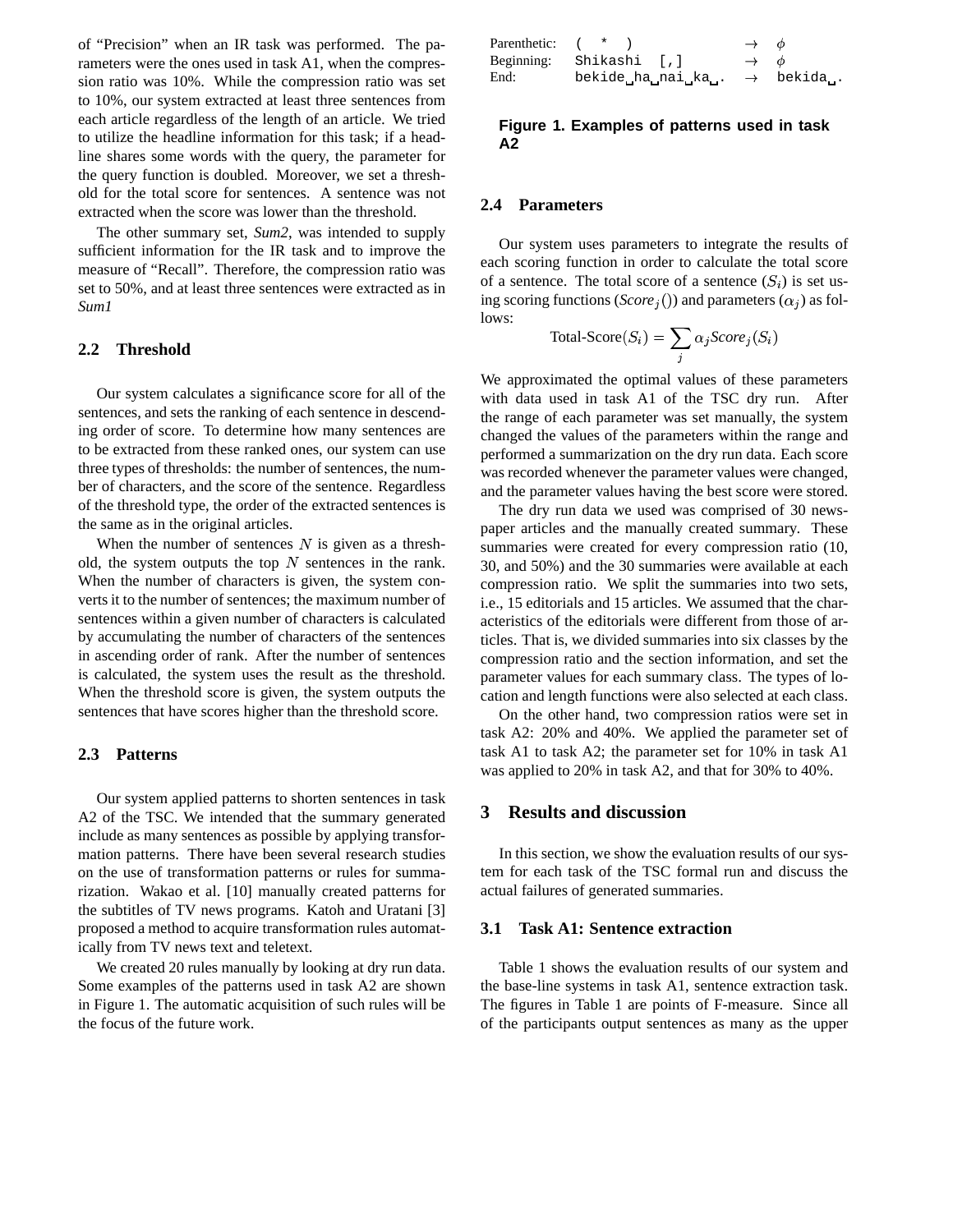of "Precision" when an IR task was performed. The parameters were the ones used in task A1, when the compression ratio was 10%. While the compression ratio was set to 10%, our system extracted at least three sentences from each article regardless of the length of an article. We tried to utilize the headline information for this task; if a headline shares some words with the query, the parameter for the query function is doubled. Moreover, we set a threshold for the total score for sentences. A sentence was not extracted when the score was lower than the threshold.

The other summary set, *Sum2*, was intended to supply sufficient information for the IR task and to improve the measure of "Recall". Therefore, the compression ratio was set to 50%, and at least three sentences were extracted as in *Sum1*

### 2.2 Threshold

Our system calculates a significance score for all of the sentences, and sets the ranking of each sentence in descending order of score. To determine how many sentences are to be extracted from these ranked ones, our system can use three types of thresholds: the number of sentences, the number of characters, and the score of the sentence. Regardless of the threshold type, the order of the extracted sentences is the same as in the original articles.

When the number of sentences $N$ is given as a threshold, the system outputs the top $N$ sentences in the rank. When the number of characters is given, the system converts it to the number of sentences; the maximum number of sentences within a given number of characters is calculated by accumulating the number of characters of the sentences in ascending order of rank. After the number of sentences is calculated, the system uses the result as the threshold. When the threshold score is given, the system outputs the sentences that have scores higher than the threshold score.

### 2.3 Patterns

Our system applied patterns to shorten sentences in task A2 of the TSC. We intended that the summary generated include as many sentences as possible by applying transformation patterns. There have been several research studies on the use of transformation patterns or rules for summarization. Wakao et al. [10] manually created patterns for the subtitles of TV news programs. Katoh and Uratani [3] proposed a method to acquire transformation rules automatically from TV news text and teletext.

We created 20 rules manually by looking at dry run data. Some examples of the patterns used in task A2 are shown in Figure 1. The automatic acquisition of such rules will be the focus of the future work.

| | | | |
|---|---|---|---|
| Parenthetic: | `( * )` | $\rightarrow$ | $\phi$ |
| Beginning: | `Shikashi [,]` | $\rightarrow$ | $\phi$ |
| End: | `bekide␣ha␣nai␣ka␣.` | $\rightarrow$ | `bekida␣.` |

**Figure 1. Examples of patterns used in task A2**

### 2.4 Parameters

Our system uses parameters to integrate the results of each scoring function in order to calculate the total score of a sentence. The total score of a sentence ($S_i$) is set using scoring functions ($Score_j()$) and parameters ($\alpha_j$) as follows:

$$\text{Total-Score}(S_i) = \sum_j \alpha_j Score_j(S_i)$$

We approximated the optimal values of these parameters with data used in task A1 of the TSC dry run. After the range of each parameter was set manually, the system changed the values of the parameters within the range and performed a summarization on the dry run data. Each score was recorded whenever the parameter values were changed, and the parameter values having the best score were stored.

The dry run data we used was comprised of 30 newspaper articles and the manually created summary. These summaries were created for every compression ratio (10, 30, and 50%) and the 30 summaries were available at each compression ratio. We split the summaries into two sets, i.e., 15 editorials and 15 articles. We assumed that the characteristics of the editorials were different from those of articles. That is, we divided summaries into six classes by the compression ratio and the section information, and set the parameter values for each summary class. The types of location and length functions were also selected at each class.

On the other hand, two compression ratios were set in task A2: 20% and 40%. We applied the parameter set of task A1 to task A2; the parameter set for 10% in task A1 was applied to 20% in task A2, and that for 30% to 40%.

## 3 Results and discussion

In this section, we show the evaluation results of our system for each task of the TSC formal run and discuss the actual failures of generated summaries.

### 3.1 Task A1: Sentence extraction

Table 1 shows the evaluation results of our system and the base-line systems in task A1, sentence extraction task. The figures in Table 1 are points of F-measure. Since all of the participants output sentences as many as the upper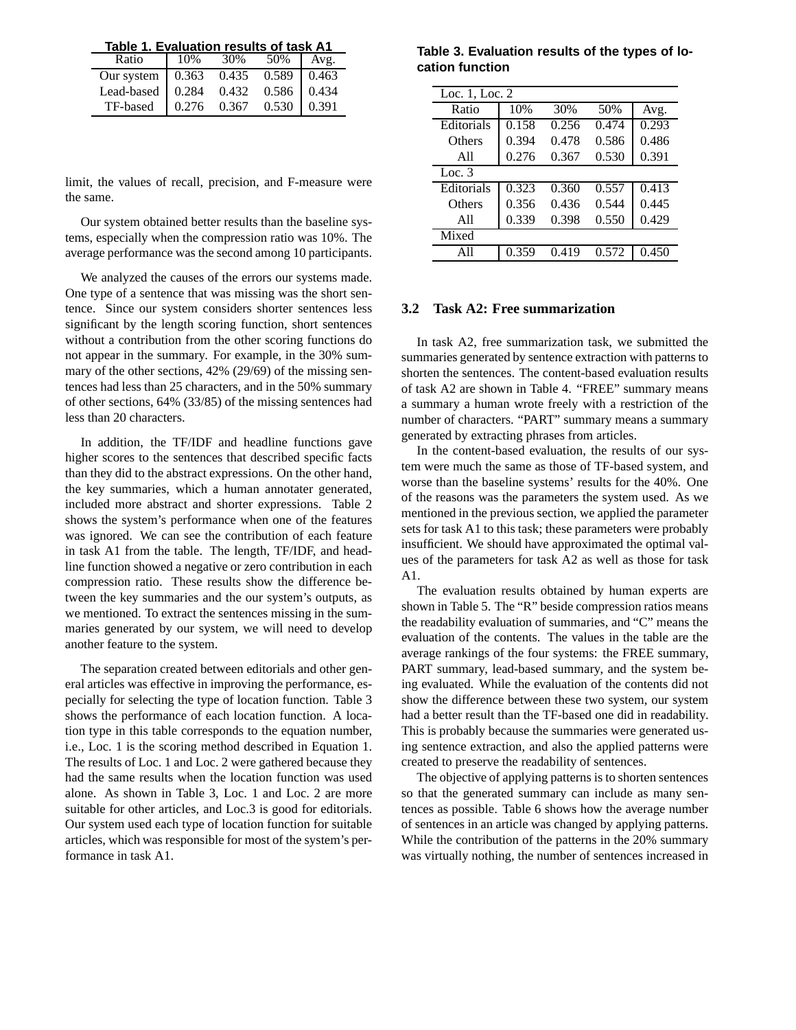**Table 1. Evaluation results of task A1**

| Ratio | 10% | 30% | 50% | Avg. |
|---|---|---|---|---|
| Our system | 0.363 | 0.435 | 0.589 | 0.463 |
| Lead-based | 0.284 | 0.432 | 0.586 | 0.434 |
| TF-based | 0.276 | 0.367 | 0.530 | 0.391 |

limit, the values of recall, precision, and F-measure were the same.

Our system obtained better results than the baseline systems, especially when the compression ratio was 10%. The average performance was the second among 10 participants.

We analyzed the causes of the errors our systems made. One type of a sentence that was missing was the short sentence. Since our system considers shorter sentences less significant by the length scoring function, short sentences without a contribution from the other scoring functions do not appear in the summary. For example, in the 30% summary of the other sections, 42% (29/69) of the missing sentences had less than 25 characters, and in the 50% summary of other sections, 64% (33/85) of the missing sentences had less than 20 characters.

In addition, the TF/IDF and headline functions gave higher scores to the sentences that described specific facts than they did to the abstract expressions. On the other hand, the key summaries, which a human annotater generated, included more abstract and shorter expressions. Table 2 shows the system's performance when one of the features was ignored. We can see the contribution of each feature in task A1 from the table. The length, TF/IDF, and headline function showed a negative or zero contribution in each compression ratio. These results show the difference between the key summaries and the our system's outputs, as we mentioned. To extract the sentences missing in the summaries generated by our system, we will need to develop another feature to the system.

The separation created between editorials and other general articles was effective in improving the performance, especially for selecting the type of location function. Table 3 shows the performance of each location function. A location type in this table corresponds to the equation number, i.e., Loc. 1 is the scoring method described in Equation 1. The results of Loc. 1 and Loc. 2 were gathered because they had the same results when the location function was used alone. As shown in Table 3, Loc. 1 and Loc. 2 are more suitable for other articles, and Loc.3 is good for editorials. Our system used each type of location function for suitable articles, which was responsible for most of the system's performance in task A1.

**Table 3. Evaluation results of the types of location function**

| Ratio | 10% | 30% | 50% | Avg. |
|---|---|---|---|---|
| **Loc. 1, Loc. 2** | | | | |
| Editorials | 0.158 | 0.256 | 0.474 | 0.293 |
| Others | 0.394 | 0.478 | 0.586 | 0.486 |
| All | 0.276 | 0.367 | 0.530 | 0.391 |
| **Loc. 3** | | | | |
| Editorials | 0.323 | 0.360 | 0.557 | 0.413 |
| Others | 0.356 | 0.436 | 0.544 | 0.445 |
| All | 0.339 | 0.398 | 0.550 | 0.429 |
| **Mixed** | | | | |
| All | 0.359 | 0.419 | 0.572 | 0.450 |

### 3.2 Task A2: Free summarization

In task A2, free summarization task, we submitted the summaries generated by sentence extraction with patterns to shorten the sentences. The content-based evaluation results of task A2 are shown in Table 4. "FREE" summary means a summary a human wrote freely with a restriction of the number of characters. "PART" summary means a summary generated by extracting phrases from articles.

In the content-based evaluation, the results of our system were much the same as those of TF-based system, and worse than the baseline systems' results for the 40%. One of the reasons was the parameters the system used. As we mentioned in the previous section, we applied the parameter sets for task A1 to this task; these parameters were probably insufficient. We should have approximated the optimal values of the parameters for task A2 as well as those for task A1.

The evaluation results obtained by human experts are shown in Table 5. The "R" beside compression ratios means the readability evaluation of summaries, and "C" means the evaluation of the contents. The values in the table are the average rankings of the four systems: the FREE summary, PART summary, lead-based summary, and the system being evaluated. While the evaluation of the contents did not show the difference between these two system, our system had a better result than the TF-based one did in readability. This is probably because the summaries were generated using sentence extraction, and also the applied patterns were created to preserve the readability of sentences.

The objective of applying patterns is to shorten sentences so that the generated summary can include as many sentences as possible. Table 6 shows how the average number of sentences in an article was changed by applying patterns. While the contribution of the patterns in the 20% summary was virtually nothing, the number of sentences increased in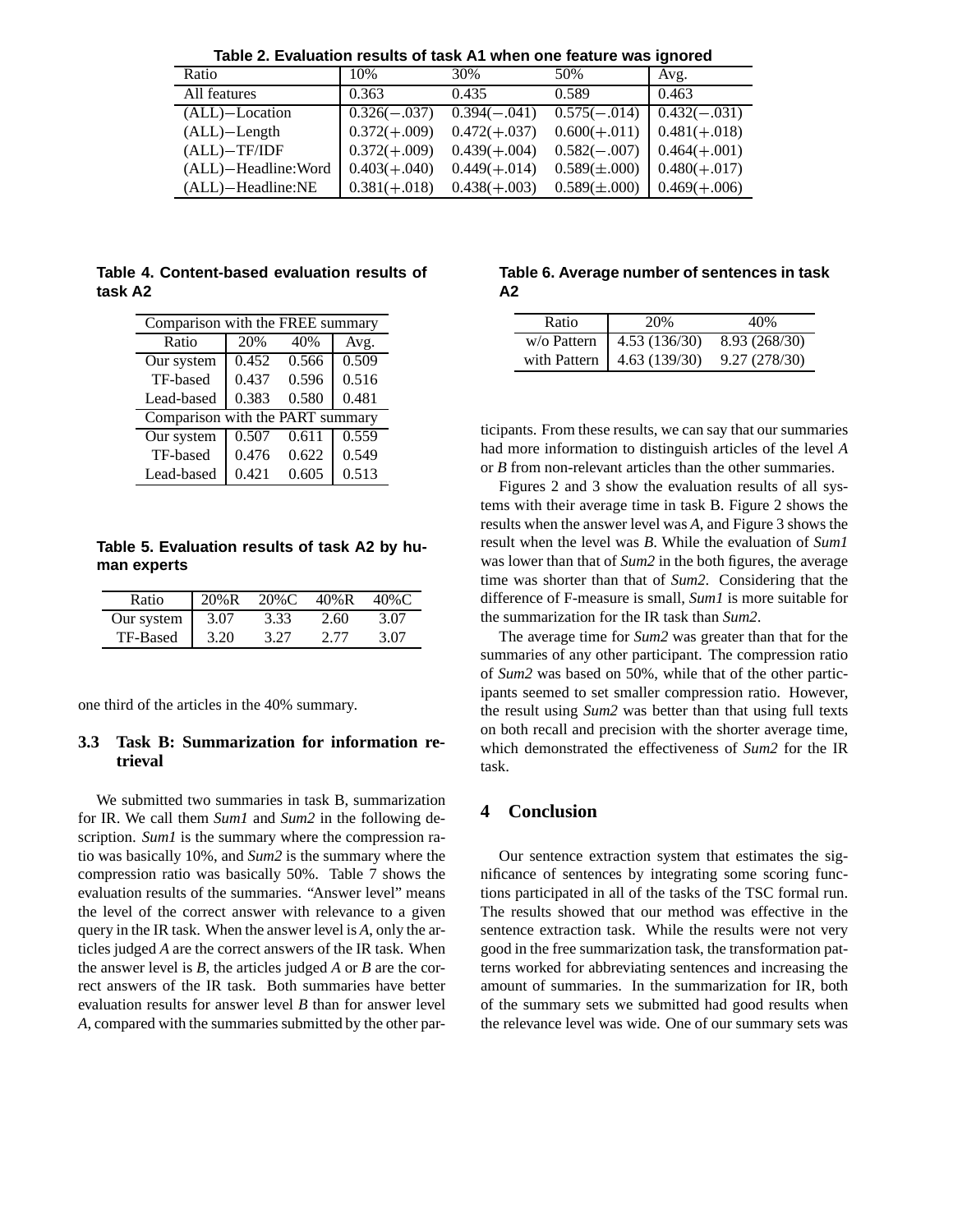**Table 2. Evaluation results of task A1 when one feature was ignored**

| Ratio | 10% | 30% | 50% | Avg. |
|---|---|---|---|---|
| All features | 0.363 | 0.435 | 0.589 | 0.463 |
| (ALL)−Location | 0.326(−.037) | 0.394(−.041) | 0.575(−.014) | 0.432(−.031) |
| (ALL)−Length | 0.372(+.009) | 0.472(+.037) | 0.600(+.011) | 0.481(+.018) |
| (ALL)−TF/IDF | 0.372(+.009) | 0.439(+.004) | 0.582(−.007) | 0.464(+.001) |
| (ALL)−Headline:Word | 0.403(+.040) | 0.449(+.014) | 0.589(±.000) | 0.480(+.017) |
| (ALL)−Headline:NE | 0.381(+.018) | 0.438(+.003) | 0.589(±.000) | 0.469(+.006) |

**Table 4. Content-based evaluation results of task A2**

| Comparison with the FREE summary | | | |
|---|---|---|---|
| Ratio | 20% | 40% | Avg. |
| Our system | 0.452 | 0.566 | 0.509 |
| TF-based | 0.437 | 0.596 | 0.516 |
| Lead-based | 0.383 | 0.580 | 0.481 |
| **Comparison with the PART summary** | | | |
| Our system | 0.507 | 0.611 | 0.559 |
| TF-based | 0.476 | 0.622 | 0.549 |
| Lead-based | 0.421 | 0.605 | 0.513 |

**Table 5. Evaluation results of task A2 by human experts**

| Ratio | 20%R | 20%C | 40%R | 40%C |
|---|---|---|---|---|
| Our system | 3.07 | 3.33 | 2.60 | 3.07 |
| TF-Based | 3.20 | 3.27 | 2.77 | 3.07 |

one third of the articles in the 40% summary.

### 3.3 Task B: Summarization for information retrieval

We submitted two summaries in task B, summarization for IR. We call them *Sum1* and *Sum2* in the following description. *Sum1* is the summary where the compression ratio was basically 10%, and *Sum2* is the summary where the compression ratio was basically 50%. Table 7 shows the evaluation results of the summaries. "Answer level" means the level of the correct answer with relevance to a given query in the IR task. When the answer level is *A*, only the articles judged *A* are the correct answers of the IR task. When the answer level is *B*, the articles judged *A* or *B* are the correct answers of the IR task. Both summaries have better evaluation results for answer level *B* than for answer level *A*, compared with the summaries submitted by the other participants. From these results, we can say that our summaries had more information to distinguish articles of the level *A* or *B* from non-relevant articles than the other summaries.

**Table 6. Average number of sentences in task A2**

| Ratio | 20% | 40% |
|---|---|---|
| w/o Pattern | 4.53 (136/30) | 8.93 (268/30) |
| with Pattern | 4.63 (139/30) | 9.27 (278/30) |

Figures 2 and 3 show the evaluation results of all systems with their average time in task B. Figure 2 shows the results when the answer level was *A*, and Figure 3 shows the result when the level was *B*. While the evaluation of *Sum1* was lower than that of *Sum2* in the both figures, the average time was shorter than that of *Sum2*. Considering that the difference of F-measure is small, *Sum1* is more suitable for the summarization for the IR task than *Sum2*.

The average time for *Sum2* was greater than that for the summaries of any other participant. The compression ratio of *Sum2* was based on 50%, while that of the other participants seemed to set smaller compression ratio. However, the result using *Sum2* was better than that using full texts on both recall and precision with the shorter average time, which demonstrated the effectiveness of *Sum2* for the IR task.

## 4 Conclusion

Our sentence extraction system that estimates the significance of sentences by integrating some scoring functions participated in all of the tasks of the TSC formal run. The results showed that our method was effective in the sentence extraction task. While the results were not very good in the free summarization task, the transformation patterns worked for abbreviating sentences and increasing the amount of summaries. In the summarization for IR, both of the summary sets we submitted had good results when the relevance level was wide. One of our summary sets was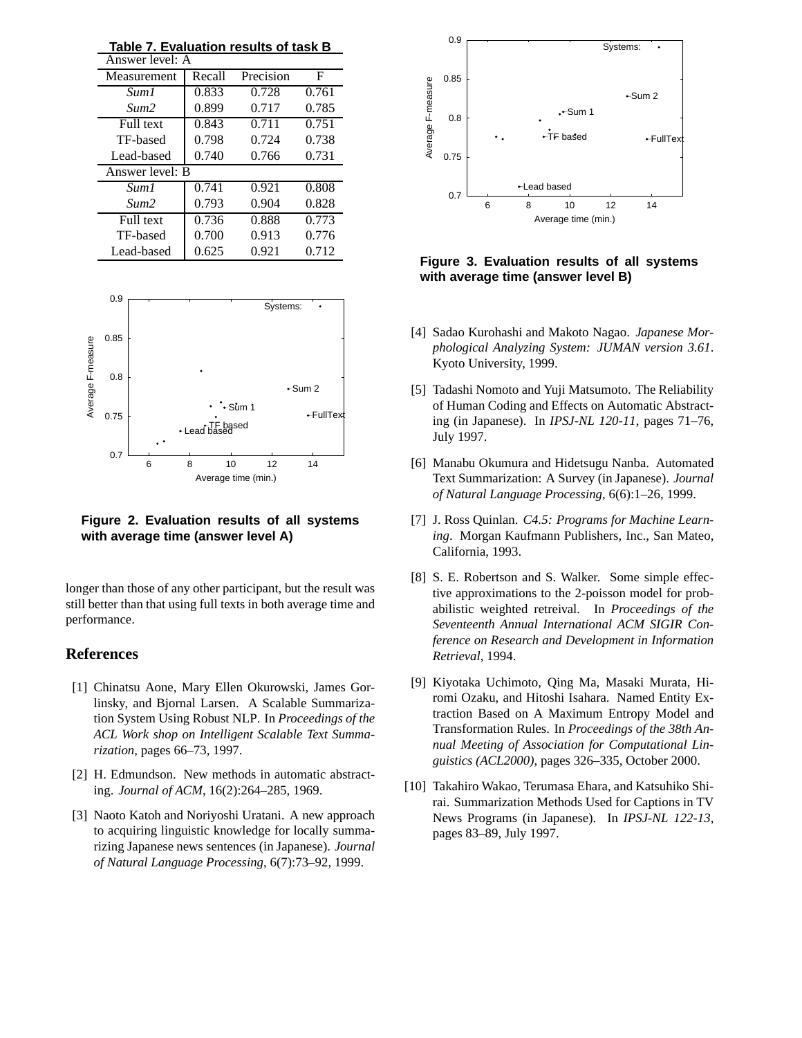**Table 7. Evaluation results of task B**

| Measurement | Recall | Precision | F |
|---|---|---|---|
| Answer level: A | | | |
| *Sum1* | 0.833 | 0.728 | 0.761 |
| *Sum2* | 0.899 | 0.717 | 0.785 |
| Full text | 0.843 | 0.711 | 0.751 |
| TF-based | 0.798 | 0.724 | 0.738 |
| Lead-based | 0.740 | 0.766 | 0.731 |
| Answer level: B | | | |
| *Sum1* | 0.741 | 0.921 | 0.808 |
| *Sum2* | 0.793 | 0.904 | 0.828 |
| Full text | 0.736 | 0.888 | 0.773 |
| TF-based | 0.700 | 0.913 | 0.776 |
| Lead-based | 0.625 | 0.921 | 0.712 |

Average F-measure
Average time (min.)
Systems:
Sum 2
Sum 1
FullText
TF based
Lead based
0.9
0.85
0.8
0.75
0.7
6
8
10
12
14

**Figure 2. Evaluation results of all systems with average time (answer level A)**

longer than those of any other participant, but the result was still better than that using full texts in both average time and performance.

Average F-measure
Average time (min.)
Systems:
Sum 2
Sum 1
TF based
FullText
Lead based
0.9
0.85
0.8
0.75
0.7
6
8
10
12
14

**Figure 3. Evaluation results of all systems with average time (answer level B)**

## References

[1] Chinatsu Aone, Mary Ellen Okurowski, James Gorlinsky, and Bjornal Larsen. A Scalable Summarization System Using Robust NLP. In *Proceedings of the ACL Work shop on Intelligent Scalable Text Summarization*, pages 66–73, 1997.

[2] H. Edmundson. New methods in automatic abstracting. *Journal of ACM*, 16(2):264–285, 1969.

[3] Naoto Katoh and Noriyoshi Uratani. A new approach to acquiring linguistic knowledge for locally summarizing Japanese news sentences (in Japanese). *Journal of Natural Language Processing*, 6(7):73–92, 1999.

[4] Sadao Kurohashi and Makoto Nagao. *Japanese Morphological Analyzing System: JUMAN version 3.61*. Kyoto University, 1999.

[5] Tadashi Nomoto and Yuji Matsumoto. The Reliability of Human Coding and Effects on Automatic Abstracting (in Japanese). In *IPSJ-NL 120-11*, pages 71–76, July 1997.

[6] Manabu Okumura and Hidetsugu Nanba. Automated Text Summarization: A Survey (in Japanese). *Journal of Natural Language Processing*, 6(6):1–26, 1999.

[7] J. Ross Quinlan. *C4.5: Programs for Machine Learning*. Morgan Kaufmann Publishers, Inc., San Mateo, California, 1993.

[8] S. E. Robertson and S. Walker. Some simple effective approximations to the 2-poisson model for probabilistic weighted retreival. In *Proceedings of the Seventeenth Annual International ACM SIGIR Conference on Research and Development in Information Retrieval*, 1994.

[9] Kiyotaka Uchimoto, Qing Ma, Masaki Murata, Hiromi Ozaku, and Hitoshi Isahara. Named Entity Extraction Based on A Maximum Entropy Model and Transformation Rules. In *Proceedings of the 38th Annual Meeting of Association for Computational Linguistics (ACL2000)*, pages 326–335, October 2000.

[10] Takahiro Wakao, Terumasa Ehara, and Katsuhiko Shirai. Summarization Methods Used for Captions in TV News Programs (in Japanese). In *IPSJ-NL 122-13*, pages 83–89, July 1997.